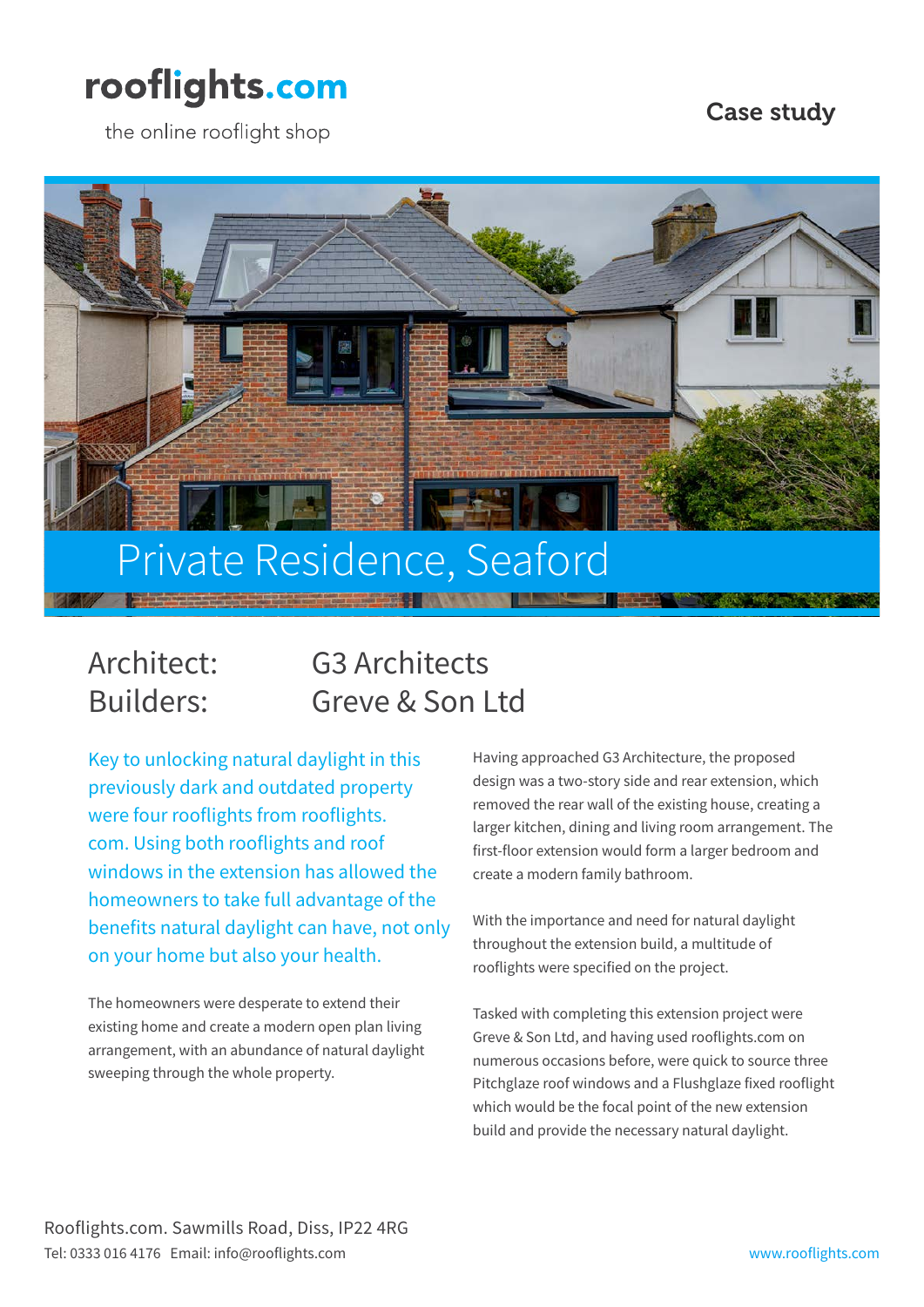rooflights.com

the online rooflight shop

Case study

# Private Residence, Seaford

Architect: G3 Architects
Builders: Greve & Son Ltd

**Key to unlocking natural daylight in this previously dark and outdated property were four rooflights from rooflights.com. Using both rooflights and roof windows in the extension has allowed the homeowners to take full advantage of the benefits natural daylight can have, not only on your home but also your health.**

The homeowners were desperate to extend their existing home and create a modern open plan living arrangement, with an abundance of natural daylight sweeping through the whole property.

Having approached G3 Architecture, the proposed design was a two-story side and rear extension, which removed the rear wall of the existing house, creating a larger kitchen, dining and living room arrangement. The first-floor extension would form a larger bedroom and create a modern family bathroom.

With the importance and need for natural daylight throughout the extension build, a multitude of rooflights were specified on the project.

Tasked with completing this extension project were Greve & Son Ltd, and having used rooflights.com on numerous occasions before, were quick to source three Pitchglaze roof windows and a Flushglaze fixed rooflight which would be the focal point of the new extension build and provide the necessary natural daylight.

Rooflights.com. Sawmills Road, Diss, IP22 4RG
Tel: 0333 016 4176 Email: info@rooflights.com

www.rooflights.com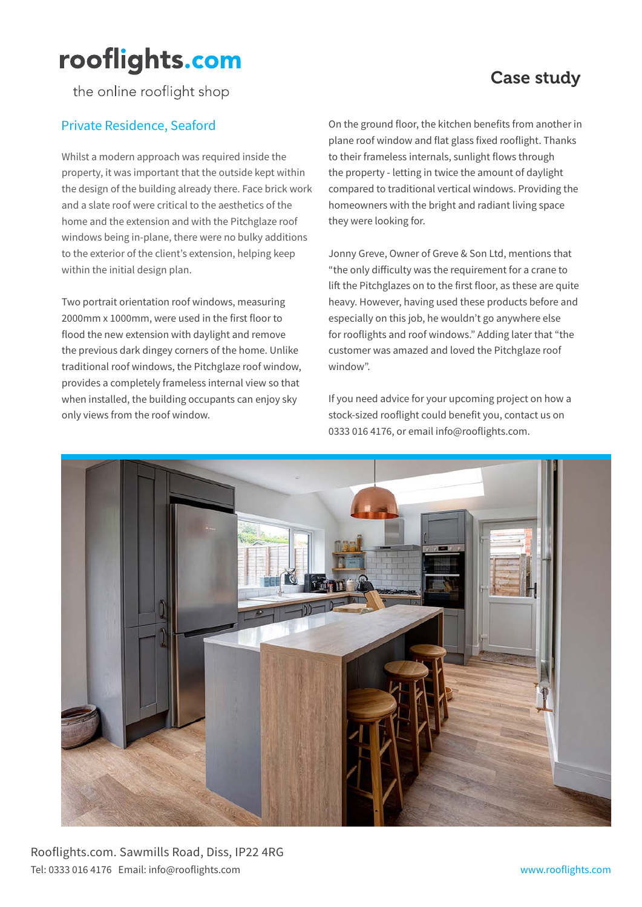rooflights.com

the online rooflight shop

# Case study

## Private Residence, Seaford

Whilst a modern approach was required inside the property, it was important that the outside kept within the design of the building already there. Face brick work and a slate roof were critical to the aesthetics of the home and the extension and with the Pitchglaze roof windows being in-plane, there were no bulky additions to the exterior of the client's extension, helping keep within the initial design plan.

Two portrait orientation roof windows, measuring 2000mm x 1000mm, were used in the first floor to flood the new extension with daylight and remove the previous dark dingey corners of the home. Unlike traditional roof windows, the Pitchglaze roof window, provides a completely frameless internal view so that when installed, the building occupants can enjoy sky only views from the roof window.

On the ground floor, the kitchen benefits from another in plane roof window and flat glass fixed rooflight. Thanks to their frameless internals, sunlight flows through the property - letting in twice the amount of daylight compared to traditional vertical windows. Providing the homeowners with the bright and radiant living space they were looking for.

Jonny Greve, Owner of Greve & Son Ltd, mentions that "the only difficulty was the requirement for a crane to lift the Pitchglazes on to the first floor, as these are quite heavy. However, having used these products before and especially on this job, he wouldn't go anywhere else for rooflights and roof windows." Adding later that "the customer was amazed and loved the Pitchglaze roof window".

If you need advice for your upcoming project on how a stock-sized rooflight could benefit you, contact us on 0333 016 4176, or email info@rooflights.com.

Rooflights.com. Sawmills Road, Diss, IP22 4RG
Tel: 0333 016 4176 Email: info@rooflights.com

www.rooflights.com